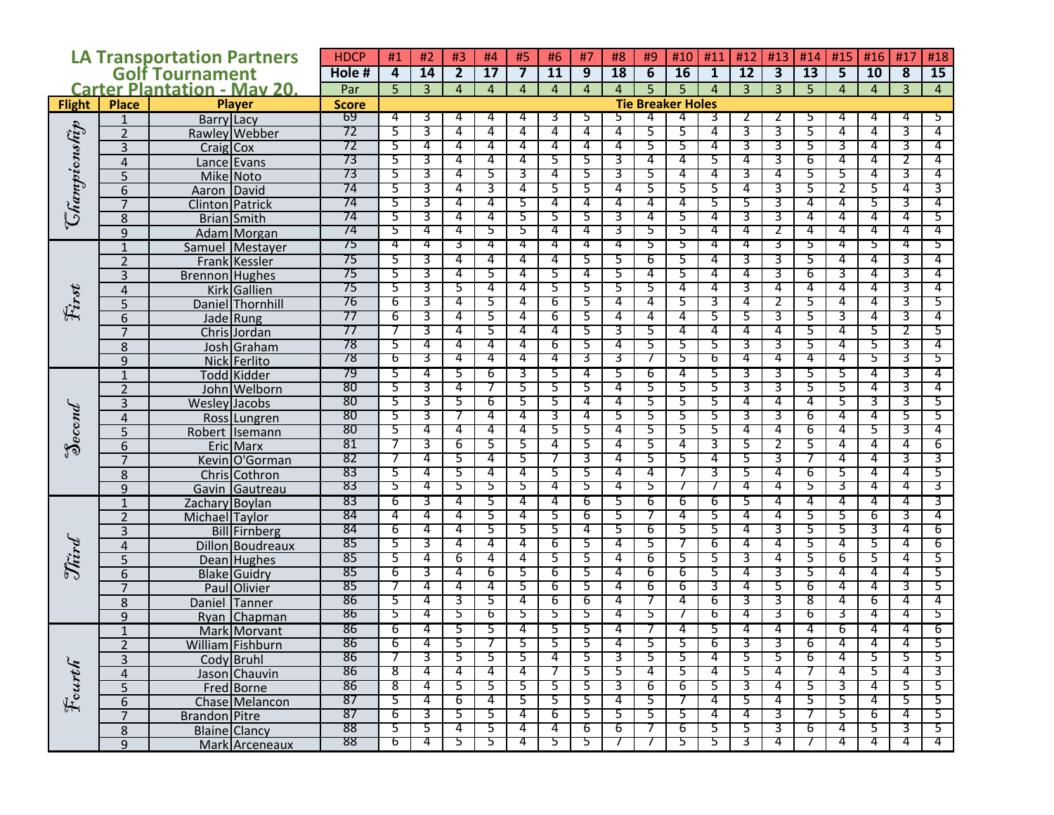# LA Transportation Partners Golf Tournament
## Carter Plantation - May 20,

| Flight | Place | Player | | Score | #1 | #2 | #3 | #4 | #5 | #6 | #7 | #8 | #9 | #10 | #11 | #12 | #13 | #14 | #15 | #16 | #17 | #18 |
|---|---|---|---|---|---|---|---|---|---|---|---|---|---|---|---|---|---|---|---|---|---|---|
| | | | | HDCP | 4 | 14 | 2 | 17 | 7 | 11 | 9 | 18 | 6 | 16 | 1 | 12 | 3 | 13 | 5 | 10 | 8 | 15 |
| | | | | Hole # | | | | | | | | | | | | | | | | | | |
| | | | | Par | 5 | 3 | 4 | 4 | 4 | 4 | 4 | 4 | 5 | 5 | 4 | 3 | 3 | 5 | 4 | 4 | 3 | 4 |
| | | | | | Tie Breaker Holes | | | | | | | | | | | | | | | | | |
| Championship | 1 | Barry | Lacy | 69 | 4 | 3 | 4 | 4 | 4 | 3 | 5 | 5 | 4 | 4 | 3 | 2 | 2 | 5 | 4 | 4 | 4 | 5 |
| | 2 | Rawley | Webber | 72 | 5 | 3 | 4 | 4 | 4 | 4 | 4 | 4 | 5 | 5 | 4 | 3 | 3 | 5 | 4 | 4 | 3 | 4 |
| | 3 | Craig | Cox | 72 | 5 | 4 | 4 | 4 | 4 | 4 | 4 | 4 | 5 | 5 | 4 | 3 | 3 | 5 | 3 | 4 | 3 | 4 |
| | 4 | Lance | Evans | 73 | 5 | 3 | 4 | 4 | 4 | 5 | 5 | 3 | 4 | 4 | 5 | 4 | 3 | 6 | 4 | 4 | 2 | 4 |
| | 5 | Mike | Noto | 73 | 5 | 3 | 4 | 5 | 3 | 4 | 5 | 3 | 5 | 4 | 4 | 3 | 4 | 5 | 5 | 4 | 3 | 4 |
| | 6 | Aaron | David | 74 | 5 | 3 | 4 | 3 | 4 | 5 | 5 | 4 | 5 | 5 | 5 | 4 | 3 | 5 | 2 | 5 | 4 | 3 |
| | 7 | Clinton | Patrick | 74 | 5 | 3 | 4 | 4 | 5 | 4 | 4 | 4 | 4 | 4 | 5 | 5 | 3 | 4 | 4 | 5 | 3 | 4 |
| | 8 | Brian | Smith | 74 | 5 | 3 | 4 | 4 | 5 | 5 | 5 | 3 | 4 | 5 | 4 | 3 | 3 | 4 | 4 | 4 | 4 | 5 |
| | 9 | Adam | Morgan | 74 | 5 | 4 | 4 | 5 | 5 | 4 | 4 | 3 | 5 | 5 | 4 | 4 | 2 | 4 | 4 | 4 | 4 | 4 |
| First | 1 | Samuel | Mestayer | 75 | 4 | 4 | 3 | 4 | 4 | 4 | 4 | 4 | 5 | 5 | 4 | 4 | 3 | 5 | 4 | 5 | 4 | 5 |
| | 2 | Frank | Kessler | 75 | 5 | 3 | 4 | 4 | 4 | 4 | 5 | 5 | 6 | 5 | 4 | 3 | 3 | 5 | 4 | 4 | 3 | 4 |
| | 3 | Brennon | Hughes | 75 | 5 | 3 | 4 | 5 | 4 | 5 | 4 | 5 | 4 | 5 | 4 | 4 | 3 | 6 | 3 | 4 | 3 | 4 |
| | 4 | Kirk | Gallien | 75 | 5 | 3 | 5 | 4 | 4 | 5 | 5 | 5 | 5 | 4 | 4 | 3 | 4 | 4 | 4 | 4 | 3 | 4 |
| | 5 | Daniel | Thornhill | 76 | 6 | 3 | 4 | 5 | 4 | 6 | 5 | 4 | 4 | 5 | 3 | 4 | 2 | 5 | 4 | 4 | 3 | 5 |
| | 6 | Jade | Rung | 77 | 6 | 3 | 4 | 5 | 4 | 6 | 5 | 4 | 4 | 4 | 5 | 5 | 3 | 5 | 3 | 4 | 3 | 4 |
| | 7 | Chris | Jordan | 77 | 7 | 3 | 4 | 5 | 4 | 4 | 5 | 3 | 5 | 4 | 4 | 4 | 4 | 5 | 4 | 5 | 2 | 5 |
| | 8 | Josh | Graham | 78 | 5 | 4 | 4 | 4 | 4 | 6 | 5 | 4 | 5 | 5 | 5 | 3 | 3 | 5 | 4 | 5 | 3 | 4 |
| | 9 | Nick | Ferlito | 78 | 6 | 3 | 4 | 4 | 4 | 4 | 3 | 3 | 7 | 5 | 6 | 4 | 4 | 4 | 4 | 5 | 3 | 5 |
| Second | 1 | Todd | Kidder | 79 | 5 | 4 | 5 | 6 | 3 | 5 | 4 | 5 | 6 | 4 | 5 | 3 | 3 | 5 | 5 | 4 | 3 | 4 |
| | 2 | John | Welborn | 80 | 5 | 3 | 4 | 7 | 5 | 5 | 5 | 4 | 5 | 5 | 5 | 3 | 3 | 5 | 5 | 4 | 3 | 4 |
| | 3 | Wesley | Jacobs | 80 | 5 | 3 | 5 | 6 | 5 | 5 | 4 | 4 | 5 | 5 | 5 | 4 | 4 | 4 | 5 | 3 | 3 | 5 |
| | 4 | Ross | Lungren | 80 | 5 | 3 | 7 | 4 | 4 | 3 | 4 | 5 | 5 | 5 | 5 | 3 | 3 | 6 | 4 | 4 | 5 | 5 |
| | 5 | Robert | Isemann | 80 | 5 | 4 | 4 | 4 | 4 | 5 | 5 | 4 | 5 | 5 | 5 | 4 | 4 | 6 | 4 | 5 | 3 | 4 |
| | 6 | Eric | Marx | 81 | 7 | 3 | 6 | 5 | 5 | 4 | 5 | 4 | 5 | 4 | 3 | 5 | 2 | 5 | 4 | 4 | 4 | 6 |
| | 7 | Kevin | O'Gorman | 82 | 7 | 4 | 5 | 4 | 5 | 7 | 3 | 4 | 5 | 5 | 4 | 5 | 3 | 7 | 4 | 4 | 3 | 3 |
| | 8 | Chris | Cothron | 83 | 5 | 4 | 5 | 4 | 4 | 5 | 5 | 4 | 4 | 7 | 3 | 5 | 4 | 6 | 5 | 4 | 4 | 5 |
| | 9 | Gavin | Gautreau | 83 | 5 | 4 | 5 | 5 | 5 | 4 | 5 | 4 | 5 | 7 | 7 | 4 | 4 | 5 | 3 | 4 | 4 | 3 |
| Third | 1 | Zachary | Boylan | 83 | 6 | 3 | 4 | 5 | 4 | 4 | 6 | 5 | 6 | 6 | 6 | 5 | 4 | 4 | 4 | 4 | 4 | 3 |
| | 2 | Michael | Taylor | 84 | 4 | 4 | 4 | 5 | 4 | 5 | 6 | 5 | 7 | 4 | 5 | 4 | 4 | 5 | 5 | 6 | 3 | 4 |
| | 3 | Bill | Firnberg | 84 | 6 | 4 | 4 | 5 | 5 | 5 | 4 | 5 | 6 | 5 | 5 | 4 | 3 | 5 | 5 | 3 | 4 | 6 |
| | 4 | Dillon | Boudreaux | 85 | 5 | 3 | 4 | 4 | 4 | 6 | 5 | 4 | 5 | 7 | 6 | 4 | 4 | 5 | 4 | 5 | 4 | 6 |
| | 5 | Dean | Hughes | 85 | 5 | 4 | 6 | 4 | 4 | 5 | 5 | 4 | 6 | 5 | 5 | 3 | 4 | 5 | 6 | 5 | 4 | 5 |
| | 6 | Blake | Guidry | 85 | 6 | 3 | 4 | 6 | 5 | 6 | 5 | 4 | 6 | 6 | 5 | 4 | 3 | 5 | 4 | 4 | 4 | 5 |
| | 7 | Paul | Olivier | 85 | 7 | 4 | 4 | 4 | 5 | 6 | 5 | 4 | 6 | 6 | 3 | 4 | 5 | 6 | 4 | 4 | 3 | 5 |
| | 8 | Daniel | Tanner | 86 | 5 | 4 | 3 | 5 | 4 | 6 | 6 | 4 | 7 | 4 | 6 | 3 | 3 | 8 | 4 | 6 | 4 | 4 |
| | 9 | Ryan | Chapman | 86 | 5 | 4 | 5 | 6 | 5 | 5 | 5 | 4 | 5 | 7 | 6 | 4 | 3 | 6 | 3 | 4 | 4 | 5 |
| Fourth | 1 | Mark | Morvant | 86 | 6 | 4 | 5 | 5 | 4 | 5 | 5 | 4 | 7 | 4 | 5 | 4 | 4 | 4 | 6 | 4 | 4 | 6 |
| | 2 | William | Fishburn | 86 | 6 | 4 | 5 | 7 | 5 | 5 | 5 | 4 | 5 | 5 | 6 | 3 | 3 | 6 | 4 | 4 | 4 | 5 |
| | 3 | Cody | Bruhl | 86 | 7 | 3 | 5 | 5 | 5 | 4 | 5 | 3 | 5 | 5 | 4 | 5 | 5 | 6 | 4 | 5 | 5 | 5 |
| | 4 | Jason | Chauvin | 86 | 8 | 4 | 4 | 4 | 4 | 7 | 5 | 5 | 4 | 5 | 4 | 5 | 4 | 7 | 4 | 5 | 4 | 3 |
| | 5 | Fred | Borne | 86 | 8 | 4 | 5 | 5 | 5 | 5 | 5 | 3 | 6 | 6 | 5 | 3 | 4 | 5 | 3 | 4 | 5 | 5 |
| | 6 | Chase | Melancon | 87 | 5 | 4 | 6 | 4 | 5 | 5 | 5 | 4 | 5 | 7 | 4 | 5 | 4 | 5 | 5 | 4 | 5 | 5 |
| | 7 | Brandon | Pitre | 87 | 6 | 3 | 5 | 5 | 4 | 6 | 5 | 5 | 5 | 5 | 4 | 4 | 3 | 7 | 5 | 6 | 4 | 5 |
| | 8 | Blaine | Clancy | 88 | 5 | 5 | 4 | 5 | 4 | 4 | 6 | 6 | 7 | 6 | 5 | 5 | 3 | 6 | 4 | 5 | 3 | 5 |
| | 9 | Mark | Arceneaux | 88 | 6 | 4 | 5 | 5 | 4 | 5 | 5 | 7 | 7 | 5 | 5 | 3 | 4 | 7 | 4 | 4 | 4 | 4 |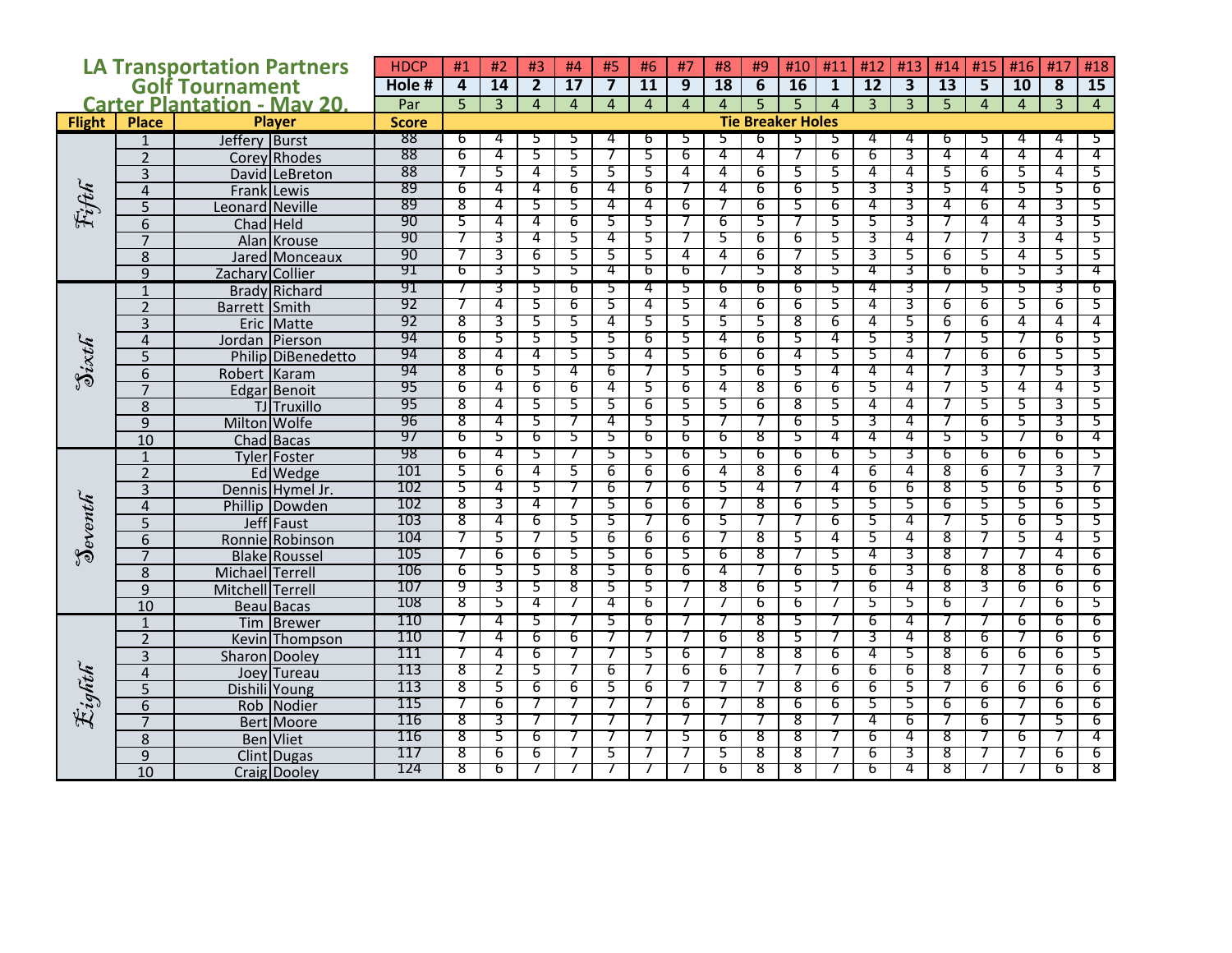## LA Transportation Partners Golf Tournament
## Carter Plantation - May 20,

| | | | | HDCP | #1 | #2 | #3 | #4 | #5 | #6 | #7 | #8 | #9 | #10 | #11 | #12 | #13 | #14 | #15 | #16 | #17 | #18 |
|---|---|---|---|---|---|---|---|---|---|---|---|---|---|---|---|---|---|---|---|---|---|---|
| | | | | Hole # | 4 | 14 | 2 | 17 | 7 | 11 | 9 | 18 | 6 | 16 | 1 | 12 | 3 | 13 | 5 | 10 | 8 | 15 |
| | | | | Par | 5 | 3 | 4 | 4 | 4 | 4 | 4 | 4 | 5 | 5 | 4 | 3 | 3 | 5 | 4 | 4 | 3 | 4 |
| Flight | Place | Player | | Score | Tie Breaker Holes | | | | | | | | | | | | | | | | | |
| Fifth | 1 | Jeffery | Burst | 88 | 6 | 4 | 5 | 5 | 4 | 6 | 5 | 5 | 6 | 5 | 5 | 4 | 4 | 6 | 5 | 4 | 4 | 5 |
| | 2 | Corey | Rhodes | 88 | 6 | 4 | 5 | 5 | 7 | 5 | 6 | 4 | 4 | 7 | 6 | 6 | 3 | 4 | 4 | 4 | 4 | 4 |
| | 3 | David | LeBreton | 88 | 7 | 5 | 4 | 5 | 5 | 5 | 4 | 4 | 6 | 5 | 5 | 4 | 4 | 5 | 6 | 5 | 4 | 5 |
| | 4 | Frank | Lewis | 89 | 6 | 4 | 4 | 6 | 4 | 6 | 7 | 4 | 6 | 6 | 5 | 3 | 3 | 5 | 4 | 5 | 5 | 6 |
| | 5 | Leonard | Neville | 89 | 8 | 4 | 5 | 5 | 4 | 4 | 6 | 7 | 6 | 5 | 6 | 4 | 3 | 4 | 6 | 4 | 3 | 5 |
| | 6 | Chad | Held | 90 | 5 | 4 | 4 | 6 | 5 | 5 | 7 | 6 | 5 | 7 | 5 | 5 | 3 | 7 | 4 | 4 | 3 | 5 |
| | 7 | Alan | Krouse | 90 | 7 | 3 | 4 | 5 | 4 | 5 | 7 | 5 | 6 | 6 | 5 | 3 | 4 | 7 | 7 | 3 | 4 | 5 |
| | 8 | Jared | Monceaux | 90 | 7 | 3 | 6 | 5 | 5 | 5 | 4 | 4 | 6 | 7 | 5 | 3 | 5 | 6 | 5 | 4 | 5 | 5 |
| | 9 | Zachary | Collier | 91 | 6 | 3 | 5 | 5 | 4 | 6 | 6 | 7 | 5 | 8 | 5 | 4 | 3 | 6 | 6 | 5 | 3 | 4 |
| Sixth | 1 | Brady | Richard | 91 | 7 | 3 | 5 | 6 | 5 | 4 | 5 | 6 | 6 | 6 | 5 | 4 | 3 | 7 | 5 | 5 | 3 | 6 |
| | 2 | Barrett | Smith | 92 | 7 | 4 | 5 | 6 | 5 | 4 | 5 | 4 | 6 | 6 | 5 | 4 | 3 | 6 | 6 | 5 | 6 | 5 |
| | 3 | Eric | Matte | 92 | 8 | 3 | 5 | 5 | 4 | 5 | 5 | 5 | 5 | 8 | 6 | 4 | 5 | 6 | 6 | 4 | 4 | 4 |
| | 4 | Jordan | Pierson | 94 | 6 | 5 | 5 | 5 | 5 | 6 | 5 | 4 | 6 | 5 | 4 | 5 | 3 | 7 | 5 | 7 | 6 | 5 |
| | 5 | Philip | DiBenedetto | 94 | 8 | 4 | 4 | 5 | 5 | 4 | 5 | 6 | 6 | 4 | 5 | 5 | 4 | 7 | 6 | 6 | 5 | 5 |
| | 6 | Robert | Karam | 94 | 8 | 6 | 5 | 4 | 6 | 7 | 5 | 5 | 6 | 5 | 4 | 4 | 4 | 7 | 3 | 7 | 5 | 3 |
| | 7 | Edgar | Benoit | 95 | 6 | 4 | 6 | 6 | 4 | 5 | 6 | 4 | 8 | 6 | 6 | 5 | 4 | 7 | 5 | 4 | 4 | 5 |
| | 8 | TJ | Truxillo | 95 | 8 | 4 | 5 | 5 | 5 | 6 | 5 | 5 | 6 | 8 | 5 | 4 | 4 | 7 | 5 | 5 | 3 | 5 |
| | 9 | Milton | Wolfe | 96 | 8 | 4 | 5 | 7 | 4 | 5 | 5 | 7 | 7 | 6 | 5 | 3 | 4 | 7 | 6 | 5 | 3 | 5 |
| | 10 | Chad | Bacas | 97 | 6 | 5 | 6 | 5 | 5 | 6 | 6 | 6 | 8 | 5 | 4 | 4 | 4 | 5 | 5 | 7 | 6 | 4 |
| Seventh | 1 | Tyler | Foster | 98 | 6 | 4 | 5 | 7 | 5 | 5 | 6 | 5 | 6 | 6 | 6 | 5 | 3 | 6 | 6 | 6 | 6 | 5 |
| | 2 | Ed | Wedge | 101 | 5 | 6 | 4 | 5 | 6 | 6 | 6 | 4 | 8 | 6 | 4 | 6 | 4 | 8 | 6 | 7 | 3 | 7 |
| | 3 | Dennis | Hymel Jr. | 102 | 5 | 4 | 5 | 7 | 6 | 7 | 6 | 5 | 4 | 7 | 4 | 6 | 6 | 8 | 5 | 6 | 5 | 6 |
| | 4 | Phillip | Dowden | 102 | 8 | 3 | 4 | 7 | 5 | 6 | 6 | 7 | 8 | 6 | 5 | 5 | 5 | 6 | 5 | 5 | 6 | 5 |
| | 5 | Jeff | Faust | 103 | 8 | 4 | 6 | 5 | 5 | 7 | 6 | 5 | 7 | 7 | 6 | 5 | 4 | 7 | 5 | 6 | 5 | 5 |
| | 6 | Ronnie | Robinson | 104 | 7 | 5 | 7 | 5 | 6 | 6 | 6 | 7 | 8 | 5 | 4 | 5 | 4 | 8 | 7 | 5 | 4 | 5 |
| | 7 | Blake | Roussel | 105 | 7 | 6 | 6 | 5 | 5 | 6 | 5 | 6 | 8 | 7 | 5 | 4 | 3 | 8 | 7 | 7 | 4 | 6 |
| | 8 | Michael | Terrell | 106 | 6 | 5 | 5 | 8 | 5 | 6 | 6 | 4 | 7 | 6 | 5 | 6 | 3 | 6 | 8 | 8 | 6 | 6 |
| | 9 | Mitchell | Terrell | 107 | 9 | 3 | 5 | 8 | 5 | 5 | 7 | 8 | 6 | 5 | 7 | 6 | 4 | 8 | 3 | 6 | 6 | 6 |
| | 10 | Beau | Bacas | 108 | 8 | 5 | 4 | 7 | 4 | 6 | 7 | 7 | 6 | 6 | 7 | 5 | 5 | 6 | 7 | 7 | 6 | 5 |
| Eighth | 1 | Tim | Brewer | 110 | 7 | 4 | 5 | 7 | 5 | 6 | 7 | 7 | 8 | 5 | 7 | 6 | 4 | 7 | 7 | 6 | 6 | 6 |
| | 2 | Kevin | Thompson | 110 | 7 | 4 | 6 | 6 | 7 | 7 | 7 | 6 | 8 | 5 | 7 | 3 | 4 | 8 | 6 | 7 | 6 | 6 |
| | 3 | Sharon | Dooley | 111 | 7 | 4 | 6 | 7 | 7 | 5 | 6 | 7 | 8 | 8 | 6 | 4 | 5 | 8 | 6 | 6 | 6 | 5 |
| | 4 | Joey | Tureau | 113 | 8 | 2 | 5 | 7 | 6 | 7 | 6 | 6 | 7 | 7 | 6 | 6 | 6 | 8 | 7 | 7 | 6 | 6 |
| | 5 | Dishili | Young | 113 | 8 | 5 | 6 | 6 | 5 | 6 | 7 | 7 | 7 | 8 | 6 | 6 | 5 | 7 | 6 | 6 | 6 | 6 |
| | 6 | Rob | Nodier | 115 | 7 | 6 | 7 | 7 | 7 | 7 | 6 | 7 | 8 | 6 | 6 | 5 | 5 | 6 | 6 | 7 | 6 | 6 |
| | 7 | Bert | Moore | 116 | 8 | 3 | 7 | 7 | 7 | 7 | 7 | 7 | 7 | 8 | 7 | 4 | 6 | 7 | 6 | 7 | 5 | 6 |
| | 8 | Ben | Vliet | 116 | 8 | 5 | 6 | 7 | 7 | 7 | 5 | 6 | 8 | 8 | 7 | 6 | 4 | 8 | 7 | 6 | 7 | 4 |
| | 9 | Clint | Dugas | 117 | 8 | 6 | 6 | 7 | 5 | 7 | 7 | 5 | 8 | 8 | 7 | 6 | 3 | 8 | 7 | 7 | 6 | 6 |
| | 10 | Craig | Dooley | 124 | 8 | 6 | 7 | 7 | 7 | 7 | 7 | 6 | 8 | 8 | 7 | 6 | 4 | 8 | 7 | 7 | 6 | 8 |